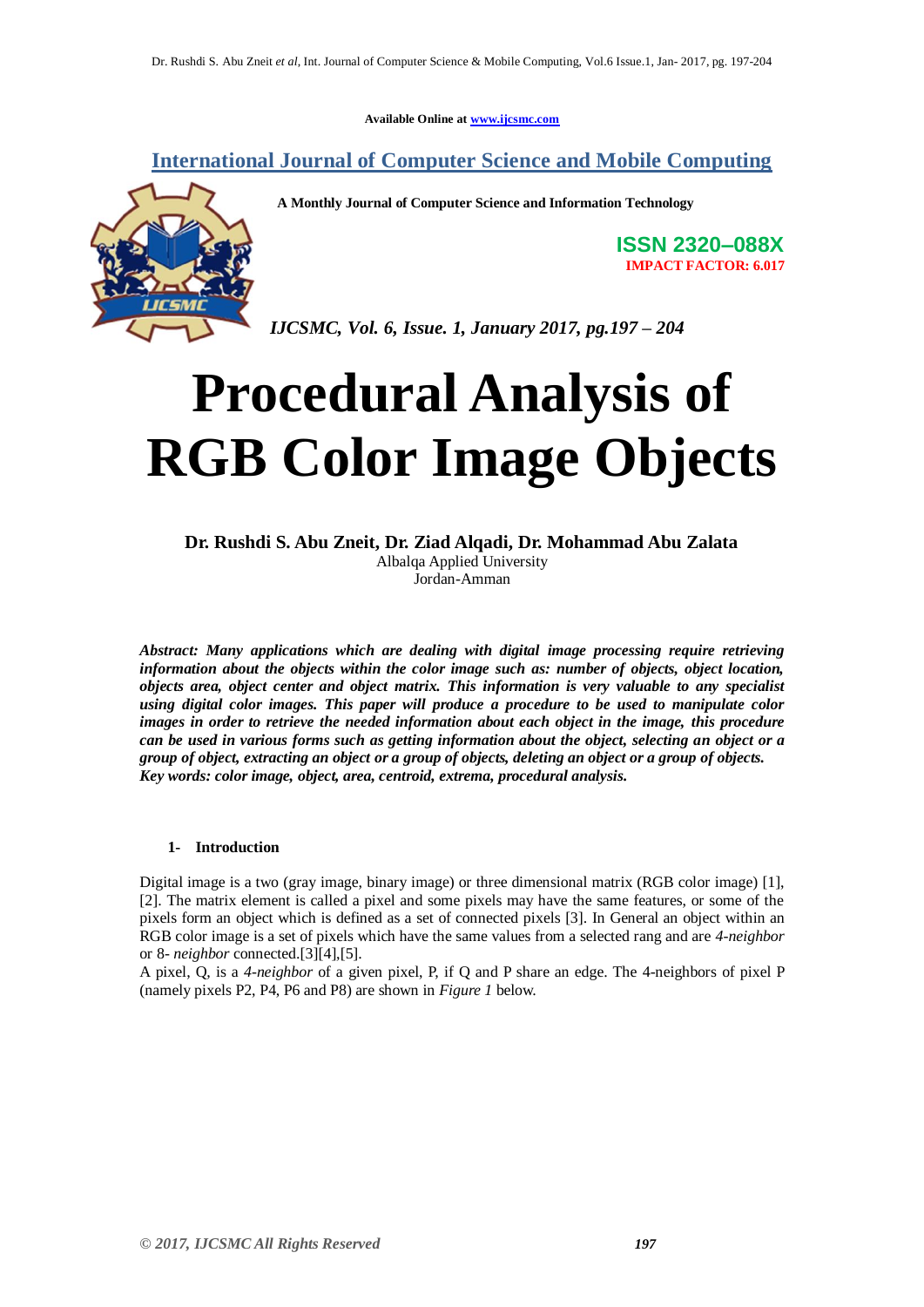Available Online at www.ijcsmc.com

## International Journal of Computer Science and Mobile Computing

**A Monthly Journal of Computer Science and Information Technology**

**ISSN 2320–088X**
**IMPACT FACTOR: 6.017**

*IJCSMC, Vol. 6, Issue. 1, January 2017, pg.197 – 204*

# Procedural Analysis of RGB Color Image Objects

**Dr. Rushdi S. Abu Zneit, Dr. Ziad Alqadi, Dr. Mohammad Abu Zalata**
Albalqa Applied University
Jordan-Amman

***Abstract: Many applications which are dealing with digital image processing require retrieving information about the objects within the color image such as: number of objects, object location, objects area, object center and object matrix. This information is very valuable to any specialist using digital color images. This paper will produce a procedure to be used to manipulate color images in order to retrieve the needed information about each object in the image, this procedure can be used in various forms such as getting information about the object, selecting an object or a group of object, extracting an object or a group of objects, deleting an object or a group of objects.***
***Key words: color image, object, area, centroid, extrema, procedural analysis.***

### 1- Introduction

Digital image is a two (gray image, binary image) or three dimensional matrix (RGB color image) [1], [2]. The matrix element is called a pixel and some pixels may have the same features, or some of the pixels form an object which is defined as a set of connected pixels [3]. In General an object within an RGB color image is a set of pixels which have the same values from a selected rang and are *4-neighbor* or 8- *neighbor* connected.[3][4],[5].
A pixel, Q, is a *4-neighbor* of a given pixel, P, if Q and P share an edge. The 4-neighbors of pixel P (namely pixels P2, P4, P6 and P8) are shown in *Figure 1* below.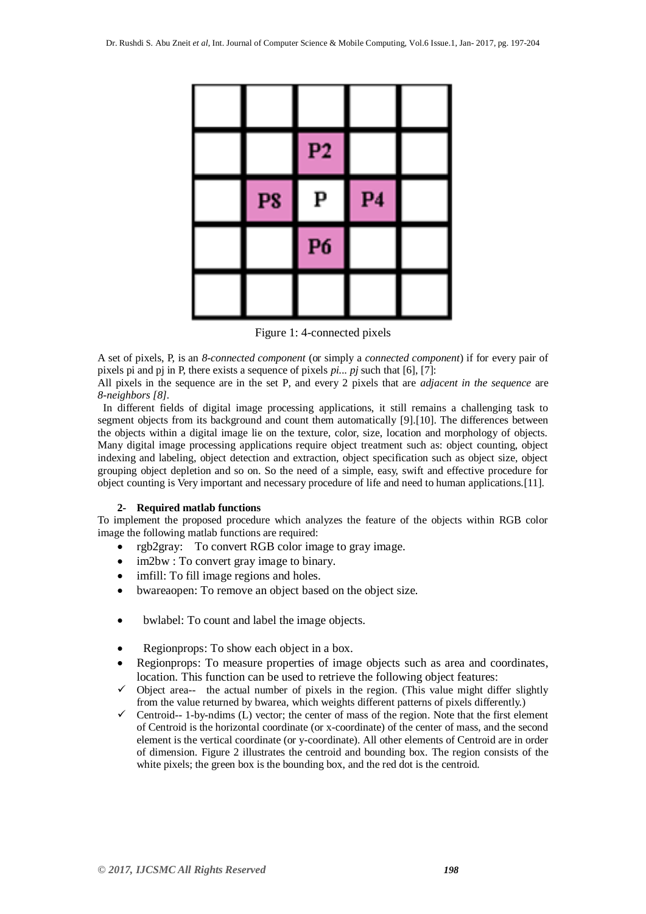Figure 1: 4-connected pixels

A set of pixels, P, is an *8-connected component* (or simply a *connected component*) if for every pair of pixels pi and pj in P, there exists a sequence of pixels *pi... pj* such that [6], [7]:

All pixels in the sequence are in the set P, and every 2 pixels that are *adjacent in the sequence* are *8-neighbors [8].*

In different fields of digital image processing applications, it still remains a challenging task to segment objects from its background and count them automatically [9].[10]. The differences between the objects within a digital image lie on the texture, color, size, location and morphology of objects. Many digital image processing applications require object treatment such as: object counting, object indexing and labeling, object detection and extraction, object specification such as object size, object grouping object depletion and so on. So the need of a simple, easy, swift and effective procedure for object counting is Very important and necessary procedure of life and need to human applications.[11].

## 2- Required matlab functions

To implement the proposed procedure which analyzes the feature of the objects within RGB color image the following matlab functions are required:

- rgb2gray: To convert RGB color image to gray image.
- im2bw : To convert gray image to binary.
- imfill: To fill image regions and holes.
- bwareaopen: To remove an object based on the object size.
- bwlabel: To count and label the image objects.
- Regionprops: To show each object in a box.
- Regionprops: To measure properties of image objects such as area and coordinates, location. This function can be used to retrieve the following object features:
  - ✓ Object area-- the actual number of pixels in the region. (This value might differ slightly from the value returned by bwarea, which weights different patterns of pixels differently.)
  - ✓ Centroid-- 1-by-ndims (L) vector; the center of mass of the region. Note that the first element of Centroid is the horizontal coordinate (or x-coordinate) of the center of mass, and the second element is the vertical coordinate (or y-coordinate). All other elements of Centroid are in order of dimension. Figure 2 illustrates the centroid and bounding box. The region consists of the white pixels; the green box is the bounding box, and the red dot is the centroid.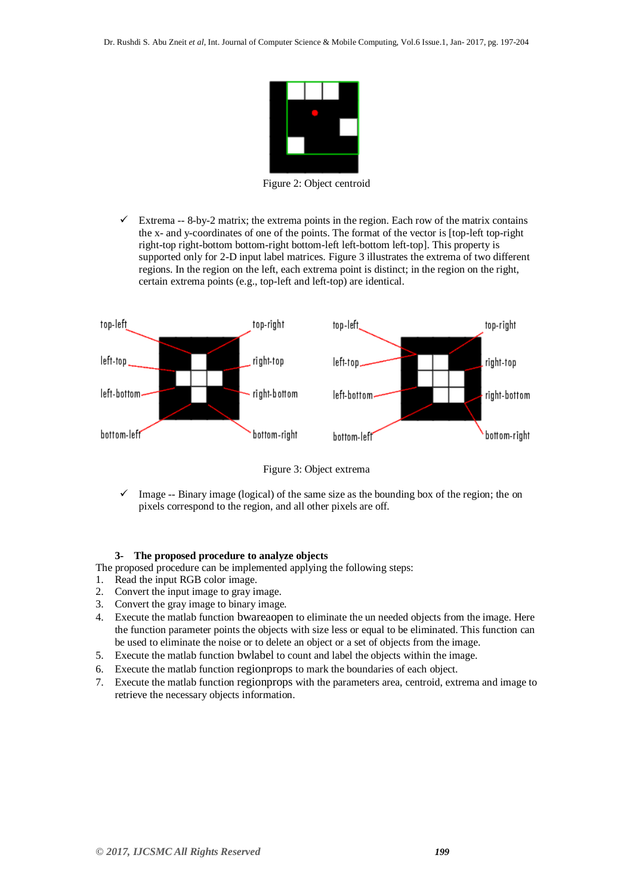Figure 2: Object centroid

- ✓ Extrema -- 8-by-2 matrix; the extrema points in the region. Each row of the matrix contains the x- and y-coordinates of one of the points. The format of the vector is [top-left top-right right-top right-bottom bottom-right bottom-left left-bottom left-top]. This property is supported only for 2-D input label matrices. Figure 3 illustrates the extrema of two different regions. In the region on the left, each extrema point is distinct; in the region on the right, certain extrema points (e.g., top-left and left-top) are identical.

top-left
top-right
left-top
right-top
left-bottom
right-bottom
bottom-left
bottom-right

top-left
top-right
left-top
right-top
left-bottom
right-bottom
bottom-left
bottom-right

Figure 3: Object extrema

- ✓ Image -- Binary image (logical) of the same size as the bounding box of the region; the on pixels correspond to the region, and all other pixels are off.

### 3- The proposed procedure to analyze objects

The proposed procedure can be implemented applying the following steps:

1. Read the input RGB color image.
2. Convert the input image to gray image.
3. Convert the gray image to binary image.
4. Execute the matlab function bwareaopen to eliminate the un needed objects from the image. Here the function parameter points the objects with size less or equal to be eliminated. This function can be used to eliminate the noise or to delete an object or a set of objects from the image.
5. Execute the matlab function bwlabel to count and label the objects within the image.
6. Execute the matlab function regionprops to mark the boundaries of each object.
7. Execute the matlab function regionprops with the parameters area, centroid, extrema and image to retrieve the necessary objects information.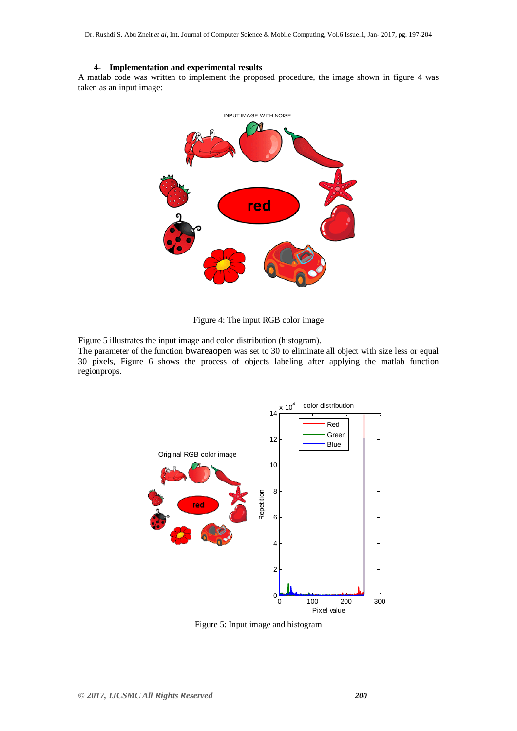## 4- Implementation and experimental results

A matlab code was written to implement the proposed procedure, the image shown in figure 4 was taken as an input image:

INPUT IMAGE WITH NOISE

red

Figure 4: The input RGB color image

Figure 5 illustrates the input image and color distribution (histogram).
The parameter of the function bwareaopen was set to 30 to eliminate all object with size less or equal 30 pixels, Figure 6 shows the process of objects labeling after applying the matlab function regionprops.

Original RGB color image

red

color distribution

x $10^4$

14
12
10
8
6
4
2
0

Repetition

Red
Green
Blue

0
100
200
300

Pixel value

Figure 5: Input image and histogram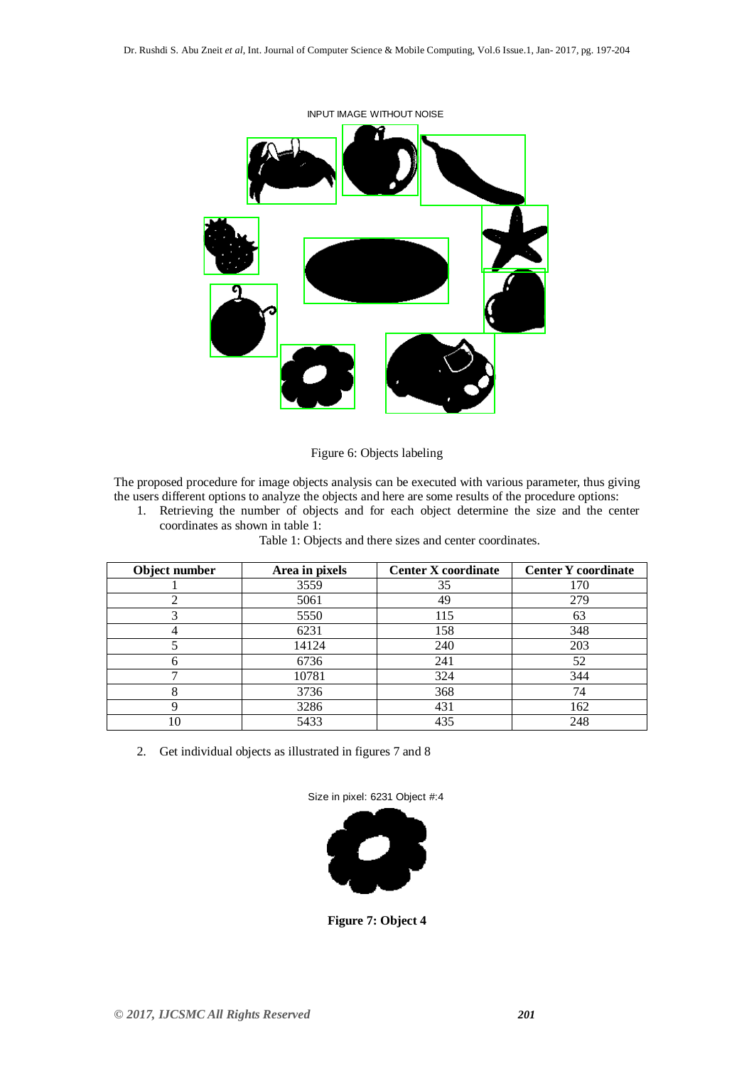INPUT IMAGE WITHOUT NOISE

Figure 6: Objects labeling

The proposed procedure for image objects analysis can be executed with various parameter, thus giving the users different options to analyze the objects and here are some results of the procedure options:

1. Retrieving the number of objects and for each object determine the size and the center coordinates as shown in table 1:

Table 1: Objects and there sizes and center coordinates.

| Object number | Area in pixels | Center X coordinate | Center Y coordinate |
|---|---|---|---|
| 1 | 3559 | 35 | 170 |
| 2 | 5061 | 49 | 279 |
| 3 | 5550 | 115 | 63 |
| 4 | 6231 | 158 | 348 |
| 5 | 14124 | 240 | 203 |
| 6 | 6736 | 241 | 52 |
| 7 | 10781 | 324 | 344 |
| 8 | 3736 | 368 | 74 |
| 9 | 3286 | 431 | 162 |
| 10 | 5433 | 435 | 248 |

2. Get individual objects as illustrated in figures 7 and 8

Size in pixel: 6231 Object #:4

**Figure 7: Object 4**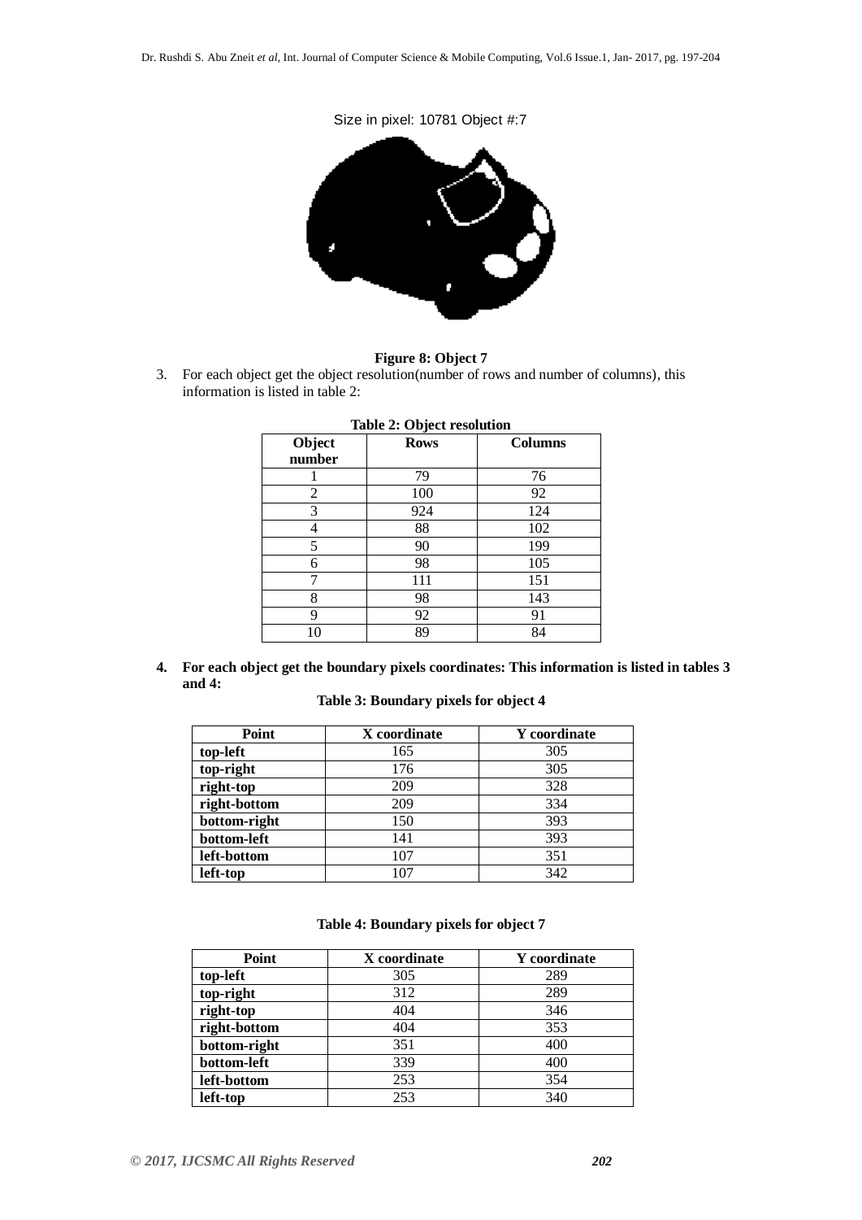Size in pixel: 10781 Object #:7

**Figure 8: Object 7**

3. For each object get the object resolution(number of rows and number of columns), this information is listed in table 2:

**Table 2: Object resolution**

| Object number | Rows | Columns |
|---|---|---|
| 1 | 79 | 76 |
| 2 | 100 | 92 |
| 3 | 924 | 124 |
| 4 | 88 | 102 |
| 5 | 90 | 199 |
| 6 | 98 | 105 |
| 7 | 111 | 151 |
| 8 | 98 | 143 |
| 9 | 92 | 91 |
| 10 | 89 | 84 |

4. **For each object get the boundary pixels coordinates: This information is listed in tables 3 and 4:**

**Table 3: Boundary pixels for object 4**

| Point | X coordinate | Y coordinate |
|---|---|---|
| **top-left** | 165 | 305 |
| **top-right** | 176 | 305 |
| **right-top** | 209 | 328 |
| **right-bottom** | 209 | 334 |
| **bottom-right** | 150 | 393 |
| **bottom-left** | 141 | 393 |
| **left-bottom** | 107 | 351 |
| **left-top** | 107 | 342 |

**Table 4: Boundary pixels for object 7**

| Point | X coordinate | Y coordinate |
|---|---|---|
| **top-left** | 305 | 289 |
| **top-right** | 312 | 289 |
| **right-top** | 404 | 346 |
| **right-bottom** | 404 | 353 |
| **bottom-right** | 351 | 400 |
| **bottom-left** | 339 | 400 |
| **left-bottom** | 253 | 354 |
| **left-top** | 253 | 340 |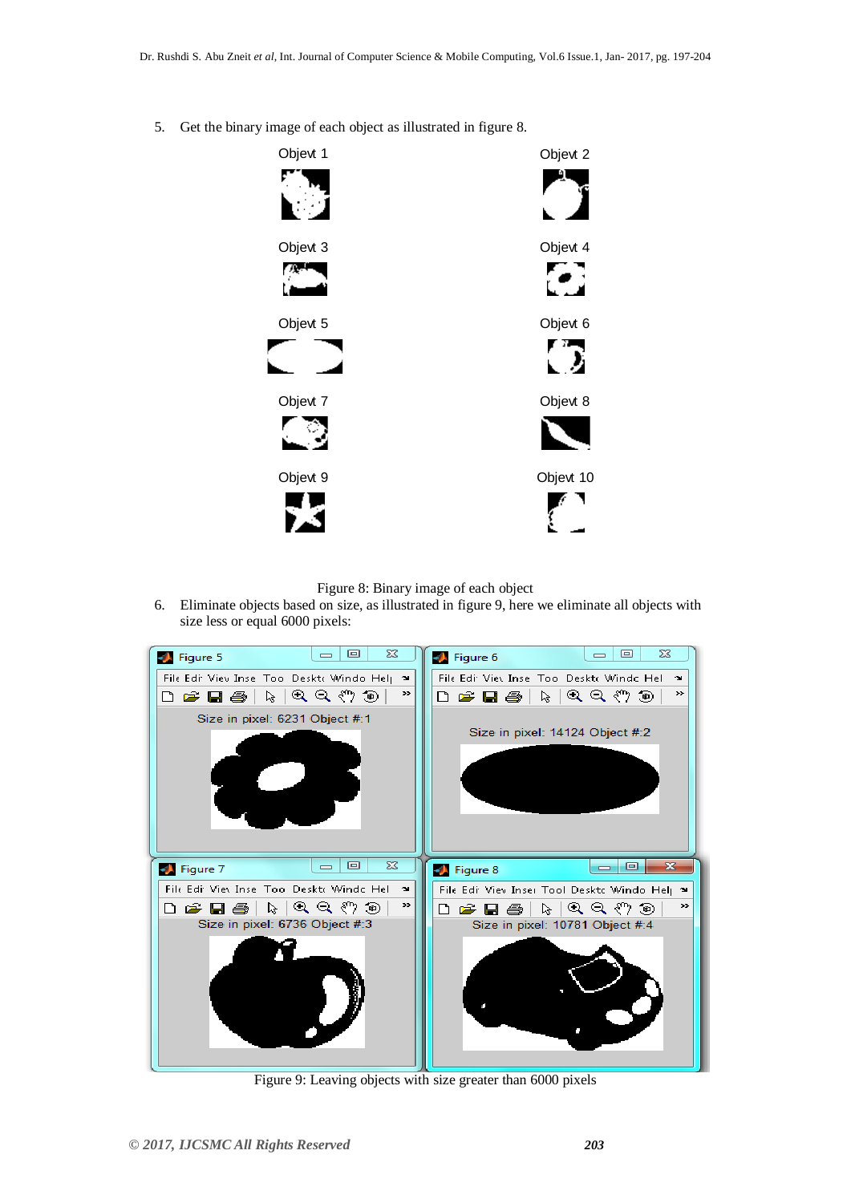5. Get the binary image of each object as illustrated in figure 8.

Objevt 1

Objevt 2

Objevt 3

Objevt 4

Objevt 5

Objevt 6

Objevt 7

Objevt 8

Objevt 9

Objevt 10

Figure 8: Binary image of each object

6. Eliminate objects based on size, as illustrated in figure 9, here we eliminate all objects with size less or equal 6000 pixels:

Figure 5

Size in pixel: 6231 Object #:1

Figure 6

Size in pixel: 14124 Object #:2

Figure 7

Size in pixel: 6736 Object #:3

Figure 8

Size in pixel: 10781 Object #:4

Figure 9: Leaving objects with size greater than 6000 pixels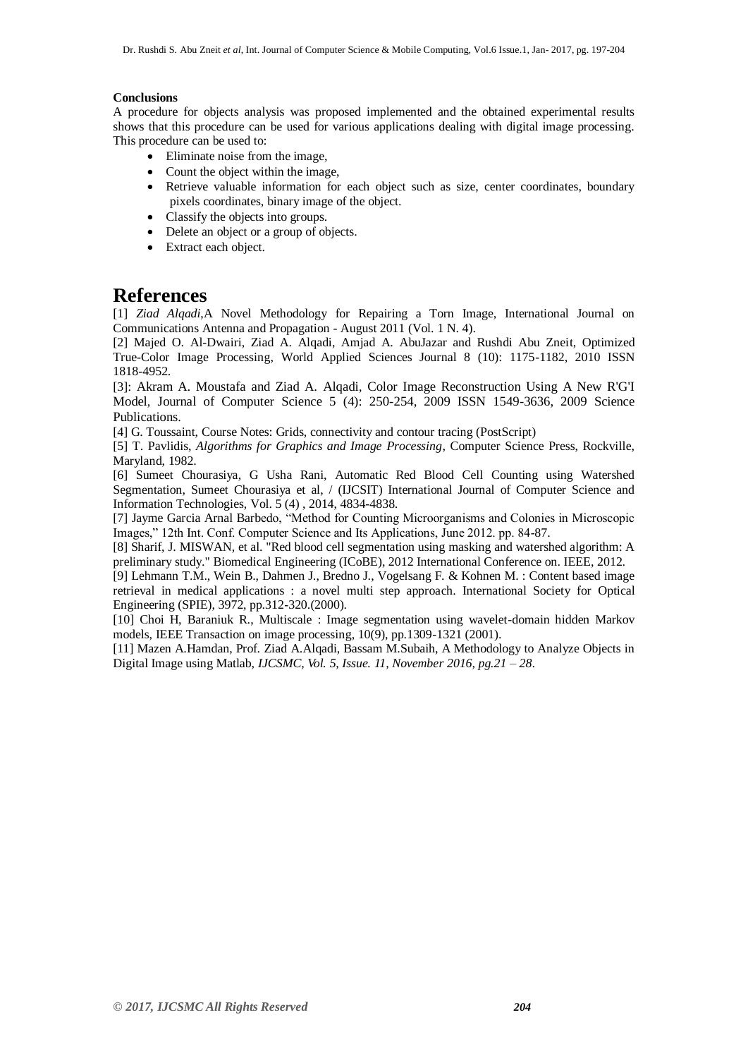**Conclusions**

A procedure for objects analysis was proposed implemented and the obtained experimental results shows that this procedure can be used for various applications dealing with digital image processing. This procedure can be used to:

- Eliminate noise from the image,
- Count the object within the image,
- Retrieve valuable information for each object such as size, center coordinates, boundary pixels coordinates, binary image of the object.
- Classify the objects into groups.
- Delete an object or a group of objects.
- Extract each object.

# References

[1] *Ziad Alqadi*,A Novel Methodology for Repairing a Torn Image, International Journal on Communications Antenna and Propagation - August 2011 (Vol. 1 N. 4).

[2] Majed O. Al-Dwairi, Ziad A. Alqadi, Amjad A. AbuJazar and Rushdi Abu Zneit, Optimized True-Color Image Processing, World Applied Sciences Journal 8 (10): 1175-1182, 2010 ISSN 1818-4952.

[3]: Akram A. Moustafa and Ziad A. Alqadi, Color Image Reconstruction Using A New R'G'I Model, Journal of Computer Science 5 (4): 250-254, 2009 ISSN 1549-3636, 2009 Science Publications.

[4] G. Toussaint, Course Notes: Grids, connectivity and contour tracing (PostScript)

[5] T. Pavlidis, *Algorithms for Graphics and Image Processing*, Computer Science Press, Rockville, Maryland, 1982.

[6] Sumeet Chourasiya, G Usha Rani, Automatic Red Blood Cell Counting using Watershed Segmentation, Sumeet Chourasiya et al, / (IJCSIT) International Journal of Computer Science and Information Technologies, Vol. 5 (4) , 2014, 4834-4838.

[7] Jayme Garcia Arnal Barbedo, "Method for Counting Microorganisms and Colonies in Microscopic Images," 12th Int. Conf. Computer Science and Its Applications, June 2012. pp. 84-87.

[8] Sharif, J. MISWAN, et al. "Red blood cell segmentation using masking and watershed algorithm: A preliminary study." Biomedical Engineering (ICoBE), 2012 International Conference on. IEEE, 2012.

[9] Lehmann T.M., Wein B., Dahmen J., Bredno J., Vogelsang F. & Kohnen M. : Content based image retrieval in medical applications : a novel multi step approach. International Society for Optical Engineering (SPIE), 3972, pp.312-320.(2000).

[10] Choi H, Baraniuk R., Multiscale : Image segmentation using wavelet-domain hidden Markov models, IEEE Transaction on image processing, 10(9), pp.1309-1321 (2001).

[11] Mazen A.Hamdan, Prof. Ziad A.Alqadi, Bassam M.Subaih, A Methodology to Analyze Objects in Digital Image using Matlab, *IJCSMC, Vol. 5, Issue. 11, November 2016, pg.21 – 28*.